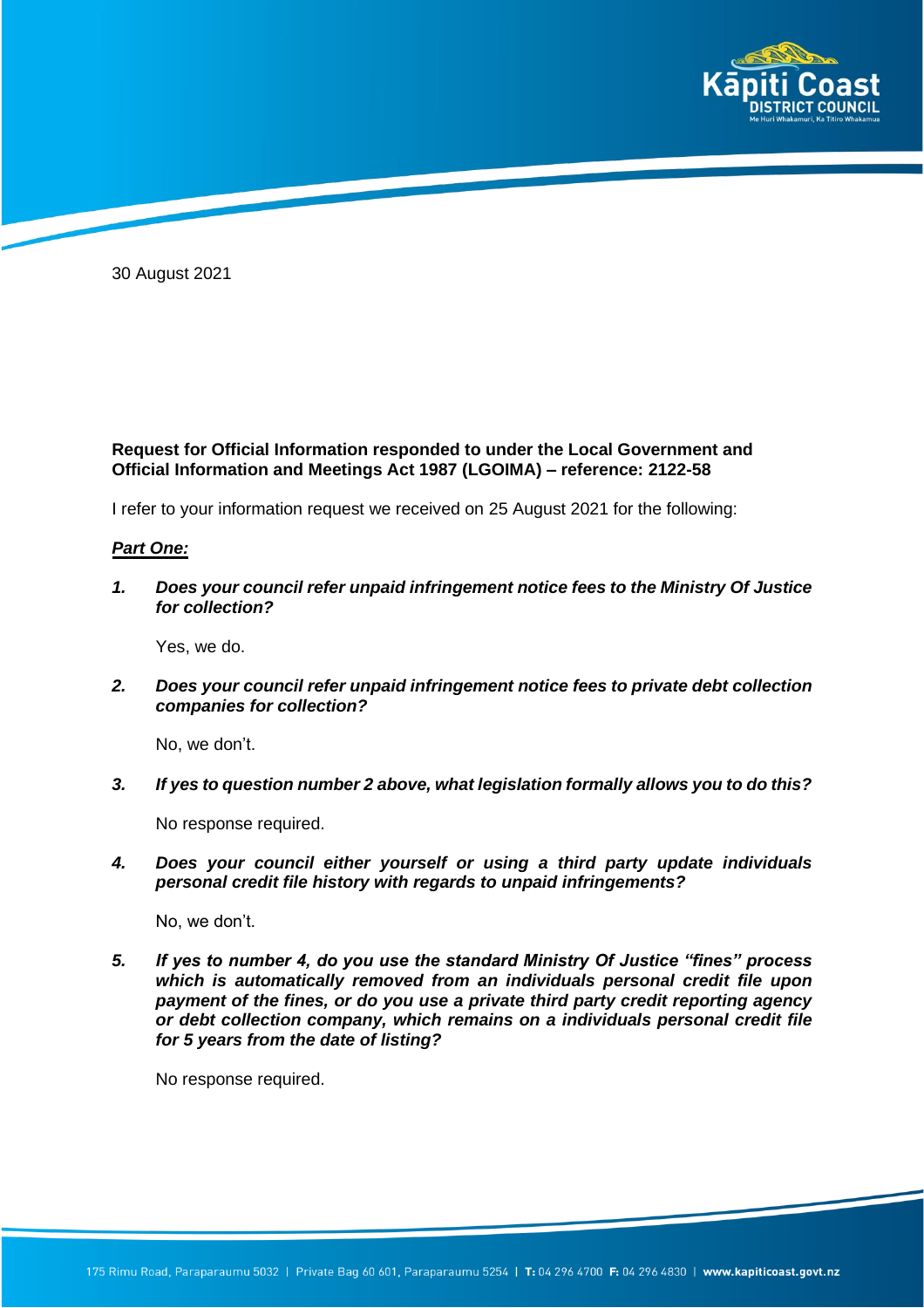30 August 2021

**Request for Official Information responded to under the Local Government and Official Information and Meetings Act 1987 (LGOIMA) – reference: 2122-58**

I refer to your information request we received on 25 August 2021 for the following:

***Part One:***

1. ***Does your council refer unpaid infringement notice fees to the Ministry Of Justice for collection?***

   Yes, we do.

2. ***Does your council refer unpaid infringement notice fees to private debt collection companies for collection?***

   No, we don't.

3. ***If yes to question number 2 above, what legislation formally allows you to do this?***

   No response required.

4. ***Does your council either yourself or using a third party update individuals personal credit file history with regards to unpaid infringements?***

   No, we don't.

5. ***If yes to number 4, do you use the standard Ministry Of Justice "fines" process which is automatically removed from an individuals personal credit file upon payment of the fines, or do you use a private third party credit reporting agency or debt collection company, which remains on a individuals personal credit file for 5 years from the date of listing?***

   No response required.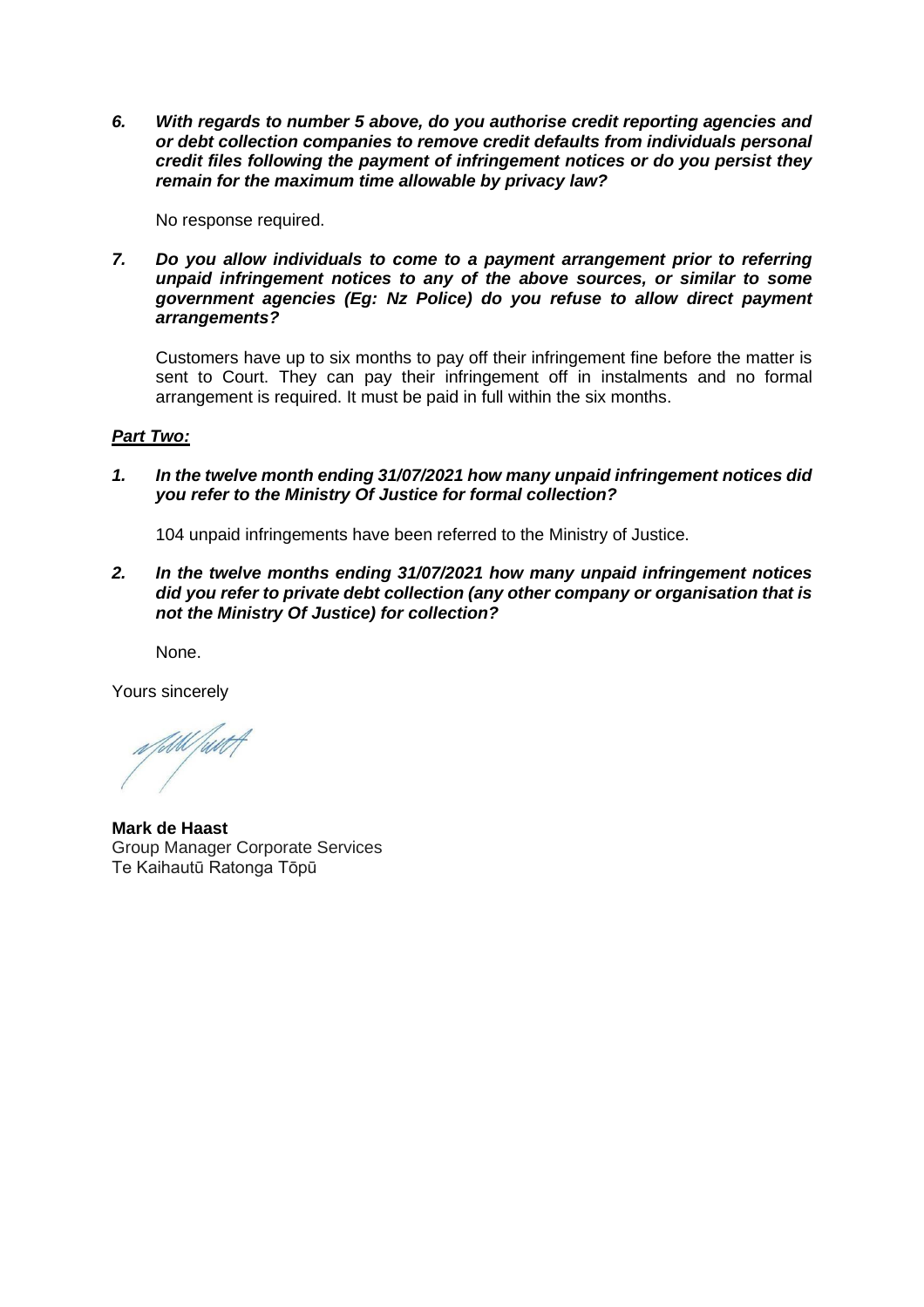***6. With regards to number 5 above, do you authorise credit reporting agencies and or debt collection companies to remove credit defaults from individuals personal credit files following the payment of infringement notices or do you persist they remain for the maximum time allowable by privacy law?***

No response required.

***7. Do you allow individuals to come to a payment arrangement prior to referring unpaid infringement notices to any of the above sources, or similar to some government agencies (Eg: Nz Police) do you refuse to allow direct payment arrangements?***

Customers have up to six months to pay off their infringement fine before the matter is sent to Court. They can pay their infringement off in instalments and no formal arrangement is required. It must be paid in full within the six months.

***Part Two:***

***1. In the twelve month ending 31/07/2021 how many unpaid infringement notices did you refer to the Ministry Of Justice for formal collection?***

104 unpaid infringements have been referred to the Ministry of Justice.

***2. In the twelve months ending 31/07/2021 how many unpaid infringement notices did you refer to private debt collection (any other company or organisation that is not the Ministry Of Justice) for collection?***

None.

Yours sincerely

**Mark de Haast**
Group Manager Corporate Services
Te Kaihautū Ratonga Tōpū